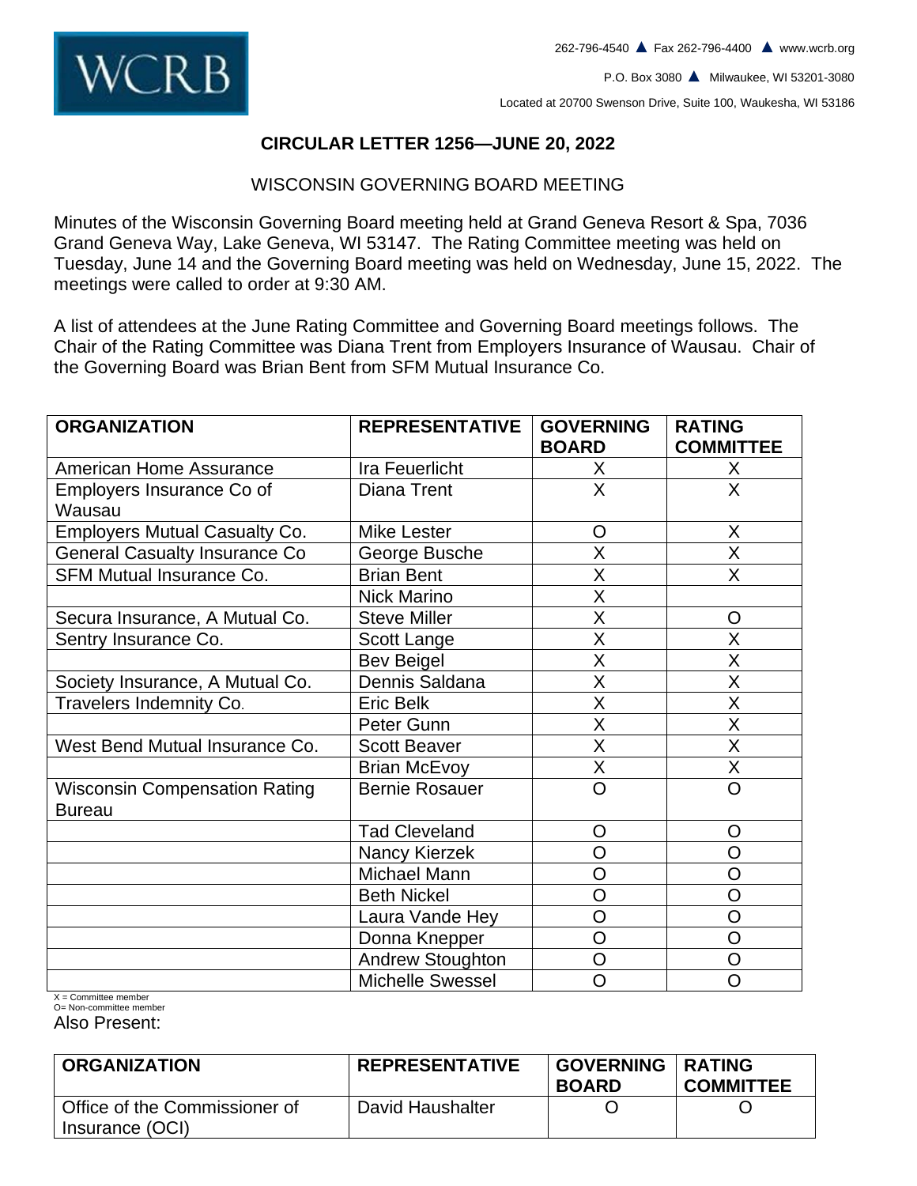WCRB

262-796-4540 ▲ Fax 262-796-4400 ▲ www.wcrb.org

P.O. Box 3080 ▲ Milwaukee, WI 53201-3080

Located at 20700 Swenson Drive, Suite 100, Waukesha, WI 53186

# CIRCULAR LETTER 1256—JUNE 20, 2022

## WISCONSIN GOVERNING BOARD MEETING

Minutes of the Wisconsin Governing Board meeting held at Grand Geneva Resort & Spa, 7036 Grand Geneva Way, Lake Geneva, WI 53147. The Rating Committee meeting was held on Tuesday, June 14 and the Governing Board meeting was held on Wednesday, June 15, 2022. The meetings were called to order at 9:30 AM.

A list of attendees at the June Rating Committee and Governing Board meetings follows. The Chair of the Rating Committee was Diana Trent from Employers Insurance of Wausau. Chair of the Governing Board was Brian Bent from SFM Mutual Insurance Co.

| ORGANIZATION | REPRESENTATIVE | GOVERNING BOARD | RATING COMMITTEE |
|---|---|---|---|
| American Home Assurance | Ira Feuerlicht | X | X |
| Employers Insurance Co of Wausau | Diana Trent | X | X |
| Employers Mutual Casualty Co. | Mike Lester | O | X |
| General Casualty Insurance Co | George Busche | X | X |
| SFM Mutual Insurance Co. | Brian Bent | X | X |
| | Nick Marino | X | |
| Secura Insurance, A Mutual Co. | Steve Miller | X | O |
| Sentry Insurance Co. | Scott Lange | X | X |
| | Bev Beigel | X | X |
| Society Insurance, A Mutual Co. | Dennis Saldana | X | X |
| Travelers Indemnity Co. | Eric Belk | X | X |
| | Peter Gunn | X | X |
| West Bend Mutual Insurance Co. | Scott Beaver | X | X |
| | Brian McEvoy | X | X |
| Wisconsin Compensation Rating Bureau | Bernie Rosauer | O | O |
| | Tad Cleveland | O | O |
| | Nancy Kierzek | O | O |
| | Michael Mann | O | O |
| | Beth Nickel | O | O |
| | Laura Vande Hey | O | O |
| | Donna Knepper | O | O |
| | Andrew Stoughton | O | O |
| | Michelle Swessel | O | O |

X = Committee member
O= Non-committee member

Also Present:

| ORGANIZATION | REPRESENTATIVE | GOVERNING BOARD | RATING COMMITTEE |
|---|---|---|---|
| Office of the Commissioner of Insurance (OCI) | David Haushalter | O | O |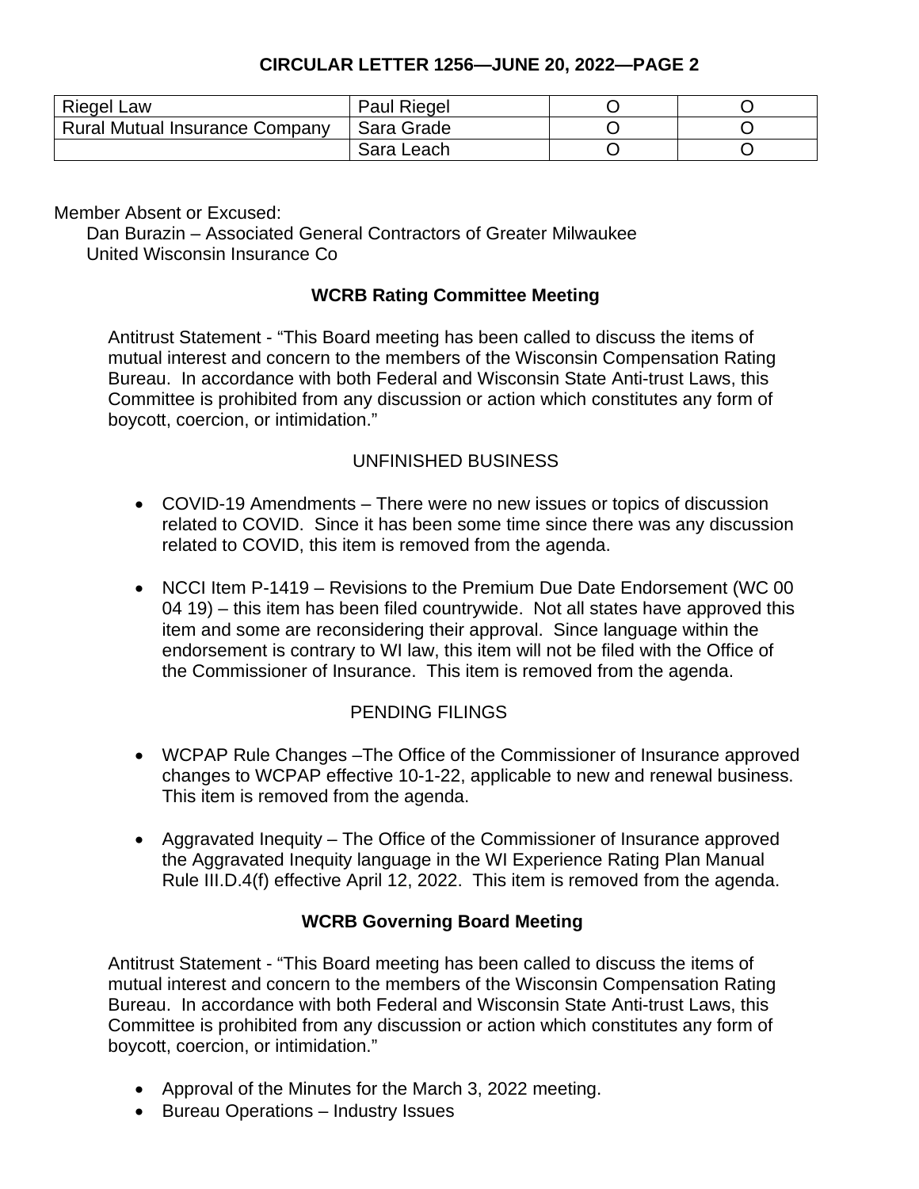| Riegel Law | Paul Riegel | O | O |
|---|---|---|---|
| Rural Mutual Insurance Company | Sara Grade | O | O |
| | Sara Leach | O | O |

Member Absent or Excused:
Dan Burazin – Associated General Contractors of Greater Milwaukee
United Wisconsin Insurance Co

## WCRB Rating Committee Meeting

Antitrust Statement - "This Board meeting has been called to discuss the items of mutual interest and concern to the members of the Wisconsin Compensation Rating Bureau. In accordance with both Federal and Wisconsin State Anti-trust Laws, this Committee is prohibited from any discussion or action which constitutes any form of boycott, coercion, or intimidation."

### UNFINISHED BUSINESS

- COVID-19 Amendments – There were no new issues or topics of discussion related to COVID. Since it has been some time since there was any discussion related to COVID, this item is removed from the agenda.
- NCCI Item P-1419 – Revisions to the Premium Due Date Endorsement (WC 00 04 19) – this item has been filed countrywide. Not all states have approved this item and some are reconsidering their approval. Since language within the endorsement is contrary to WI law, this item will not be filed with the Office of the Commissioner of Insurance. This item is removed from the agenda.

### PENDING FILINGS

- WCPAP Rule Changes –The Office of the Commissioner of Insurance approved changes to WCPAP effective 10-1-22, applicable to new and renewal business. This item is removed from the agenda.
- Aggravated Inequity – The Office of the Commissioner of Insurance approved the Aggravated Inequity language in the WI Experience Rating Plan Manual Rule III.D.4(f) effective April 12, 2022. This item is removed from the agenda.

## WCRB Governing Board Meeting

Antitrust Statement - "This Board meeting has been called to discuss the items of mutual interest and concern to the members of the Wisconsin Compensation Rating Bureau. In accordance with both Federal and Wisconsin State Anti-trust Laws, this Committee is prohibited from any discussion or action which constitutes any form of boycott, coercion, or intimidation."

- Approval of the Minutes for the March 3, 2022 meeting.
- Bureau Operations – Industry Issues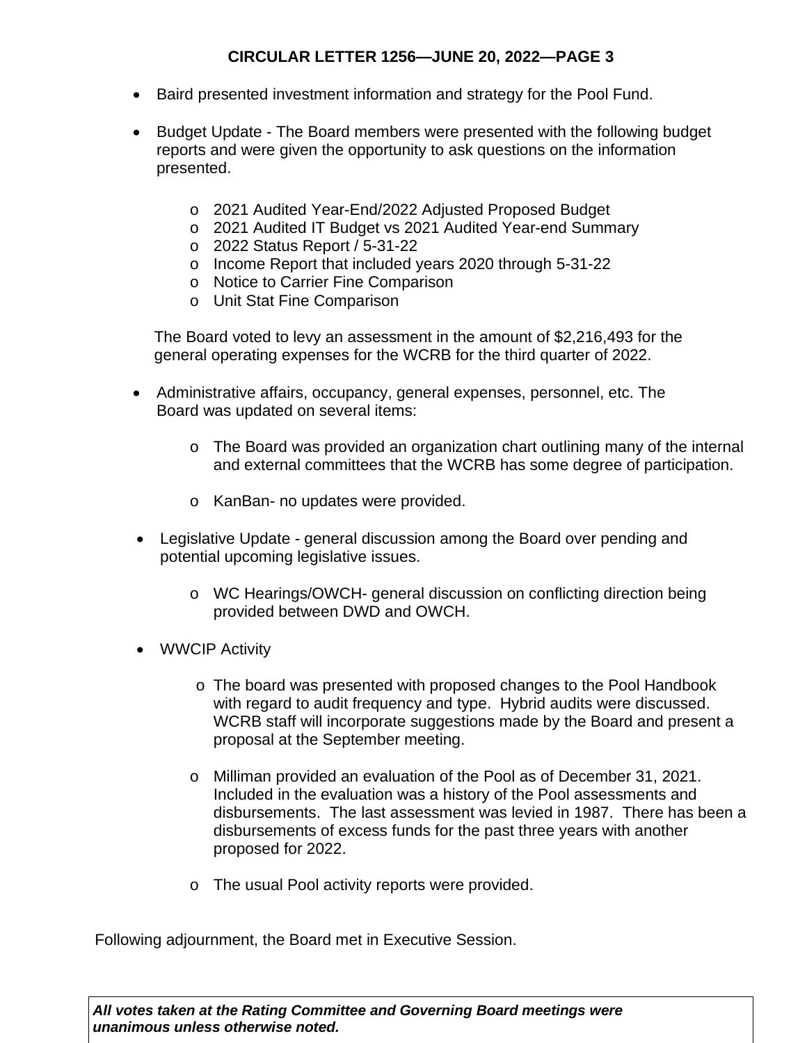- Baird presented investment information and strategy for the Pool Fund.

- Budget Update - The Board members were presented with the following budget reports and were given the opportunity to ask questions on the information presented.

    - 2021 Audited Year-End/2022 Adjusted Proposed Budget
    - 2021 Audited IT Budget vs 2021 Audited Year-end Summary
    - 2022 Status Report / 5-31-22
    - Income Report that included years 2020 through 5-31-22
    - Notice to Carrier Fine Comparison
    - Unit Stat Fine Comparison

  The Board voted to levy an assessment in the amount of $2,216,493 for the general operating expenses for the WCRB for the third quarter of 2022.

- Administrative affairs, occupancy, general expenses, personnel, etc. The Board was updated on several items:

    - The Board was provided an organization chart outlining many of the internal and external committees that the WCRB has some degree of participation.

    - KanBan- no updates were provided.

- Legislative Update - general discussion among the Board over pending and potential upcoming legislative issues.

    - WC Hearings/OWCH- general discussion on conflicting direction being provided between DWD and OWCH.

- WWCIP Activity

    - The board was presented with proposed changes to the Pool Handbook with regard to audit frequency and type. Hybrid audits were discussed. WCRB staff will incorporate suggestions made by the Board and present a proposal at the September meeting.

    - Milliman provided an evaluation of the Pool as of December 31, 2021. Included in the evaluation was a history of the Pool assessments and disbursements. The last assessment was levied in 1987. There has been a disbursements of excess funds for the past three years with another proposed for 2022.

    - The usual Pool activity reports were provided.

Following adjournment, the Board met in Executive Session.

***All votes taken at the Rating Committee and Governing Board meetings were unanimous unless otherwise noted.***